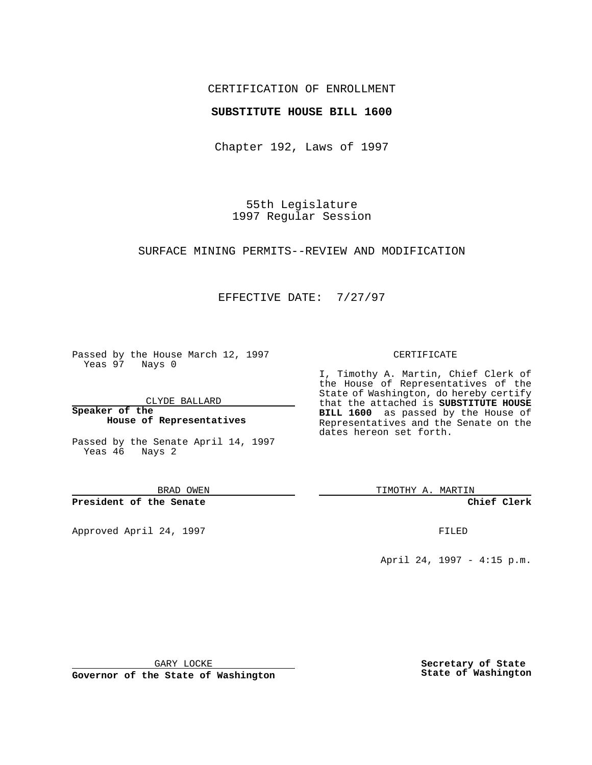CERTIFICATION OF ENROLLMENT

**SUBSTITUTE HOUSE BILL 1600**

Chapter 192, Laws of 1997

55th Legislature
1997 Regular Session

SURFACE MINING PERMITS--REVIEW AND MODIFICATION

EFFECTIVE DATE: 7/27/97

Passed by the House March 12, 1997
Yeas 97 Nays 0

CLYDE BALLARD

**Speaker of the House of Representatives**

Passed by the Senate April 14, 1997
Yeas 46 Nays 2

BRAD OWEN

**President of the Senate**

Approved April 24, 1997

GARY LOCKE

**Governor of the State of Washington**

CERTIFICATE

I, Timothy A. Martin, Chief Clerk of the House of Representatives of the State of Washington, do hereby certify that the attached is **SUBSTITUTE HOUSE BILL 1600** as passed by the House of Representatives and the Senate on the dates hereon set forth.

TIMOTHY A. MARTIN

**Chief Clerk**

FILED

April 24, 1997 - 4:15 p.m.

**Secretary of State State of Washington**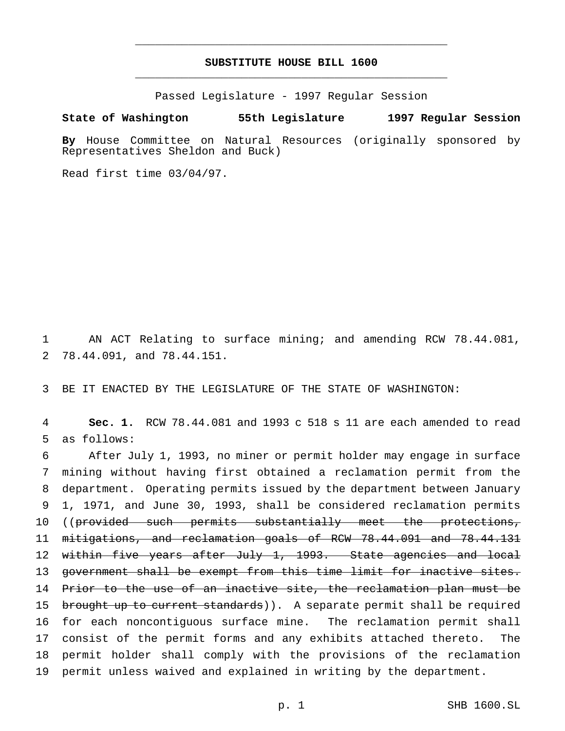# SUBSTITUTE HOUSE BILL 1600

Passed Legislature - 1997 Regular Session

**State of Washington 55th Legislature 1997 Regular Session**

**By** House Committee on Natural Resources (originally sponsored by Representatives Sheldon and Buck)

Read first time 03/04/97.

AN ACT Relating to surface mining; and amending RCW 78.44.081, 78.44.091, and 78.44.151.

BE IT ENACTED BY THE LEGISLATURE OF THE STATE OF WASHINGTON:

**Sec. 1.** RCW 78.44.081 and 1993 c 518 s 11 are each amended to read as follows:

After July 1, 1993, no miner or permit holder may engage in surface mining without having first obtained a reclamation permit from the department. Operating permits issued by the department between January 1, 1971, and June 30, 1993, shall be considered reclamation permits ((~~provided such permits substantially meet the protections, mitigations, and reclamation goals of RCW 78.44.091 and 78.44.131 within five years after July 1, 1993. State agencies and local government shall be exempt from this time limit for inactive sites. Prior to the use of an inactive site, the reclamation plan must be brought up to current standards~~)). A separate permit shall be required for each noncontiguous surface mine. The reclamation permit shall consist of the permit forms and any exhibits attached thereto. The permit holder shall comply with the provisions of the reclamation permit unless waived and explained in writing by the department.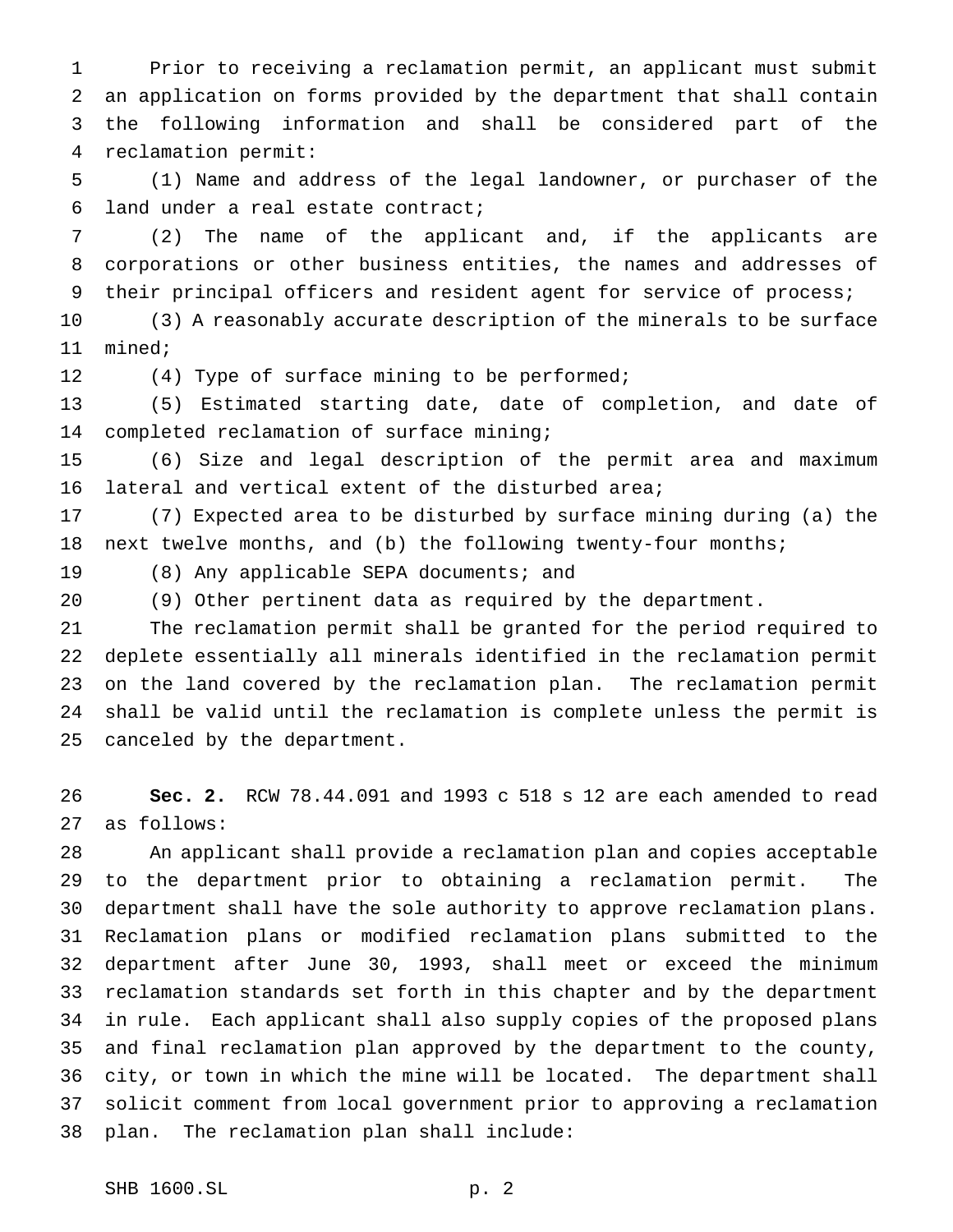Prior to receiving a reclamation permit, an applicant must submit an application on forms provided by the department that shall contain the following information and shall be considered part of the reclamation permit:

(1) Name and address of the legal landowner, or purchaser of the land under a real estate contract;

(2) The name of the applicant and, if the applicants are corporations or other business entities, the names and addresses of their principal officers and resident agent for service of process;

(3) A reasonably accurate description of the minerals to be surface mined;

(4) Type of surface mining to be performed;

(5) Estimated starting date, date of completion, and date of completed reclamation of surface mining;

(6) Size and legal description of the permit area and maximum lateral and vertical extent of the disturbed area;

(7) Expected area to be disturbed by surface mining during (a) the next twelve months, and (b) the following twenty-four months;

(8) Any applicable SEPA documents; and

(9) Other pertinent data as required by the department.

The reclamation permit shall be granted for the period required to deplete essentially all minerals identified in the reclamation permit on the land covered by the reclamation plan. The reclamation permit shall be valid until the reclamation is complete unless the permit is canceled by the department.

**Sec. 2.** RCW 78.44.091 and 1993 c 518 s 12 are each amended to read as follows:

An applicant shall provide a reclamation plan and copies acceptable to the department prior to obtaining a reclamation permit. The department shall have the sole authority to approve reclamation plans. Reclamation plans or modified reclamation plans submitted to the department after June 30, 1993, shall meet or exceed the minimum reclamation standards set forth in this chapter and by the department in rule. Each applicant shall also supply copies of the proposed plans and final reclamation plan approved by the department to the county, city, or town in which the mine will be located. The department shall solicit comment from local government prior to approving a reclamation plan. The reclamation plan shall include: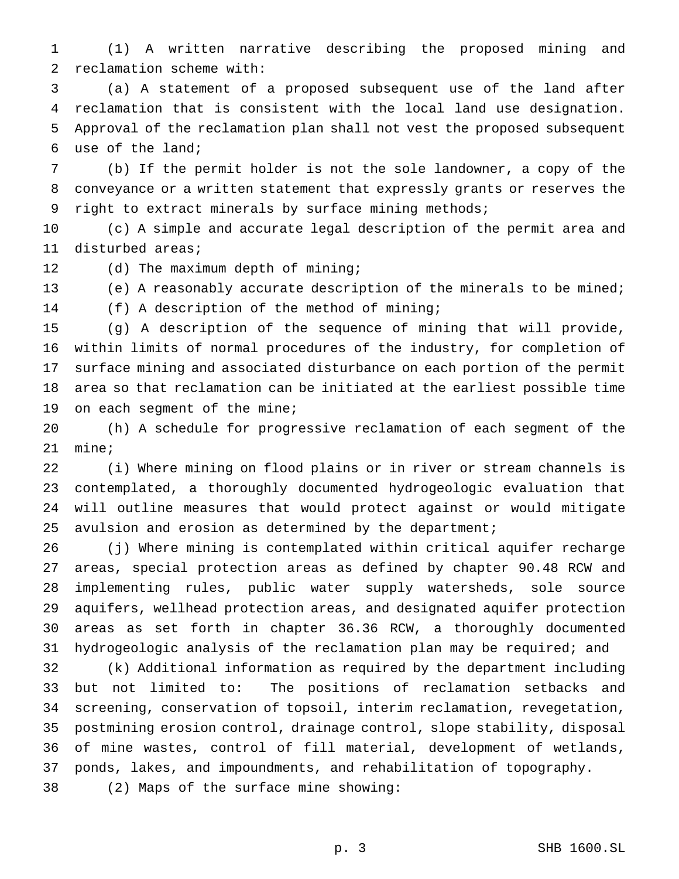(1) A written narrative describing the proposed mining and reclamation scheme with:

(a) A statement of a proposed subsequent use of the land after reclamation that is consistent with the local land use designation. Approval of the reclamation plan shall not vest the proposed subsequent use of the land;

(b) If the permit holder is not the sole landowner, a copy of the conveyance or a written statement that expressly grants or reserves the right to extract minerals by surface mining methods;

(c) A simple and accurate legal description of the permit area and disturbed areas;

(d) The maximum depth of mining;

(e) A reasonably accurate description of the minerals to be mined;

(f) A description of the method of mining;

(g) A description of the sequence of mining that will provide, within limits of normal procedures of the industry, for completion of surface mining and associated disturbance on each portion of the permit area so that reclamation can be initiated at the earliest possible time on each segment of the mine;

(h) A schedule for progressive reclamation of each segment of the mine;

(i) Where mining on flood plains or in river or stream channels is contemplated, a thoroughly documented hydrogeologic evaluation that will outline measures that would protect against or would mitigate avulsion and erosion as determined by the department;

(j) Where mining is contemplated within critical aquifer recharge areas, special protection areas as defined by chapter 90.48 RCW and implementing rules, public water supply watersheds, sole source aquifers, wellhead protection areas, and designated aquifer protection areas as set forth in chapter 36.36 RCW, a thoroughly documented hydrogeologic analysis of the reclamation plan may be required; and

(k) Additional information as required by the department including but not limited to: The positions of reclamation setbacks and screening, conservation of topsoil, interim reclamation, revegetation, postmining erosion control, drainage control, slope stability, disposal of mine wastes, control of fill material, development of wetlands, ponds, lakes, and impoundments, and rehabilitation of topography.

(2) Maps of the surface mine showing: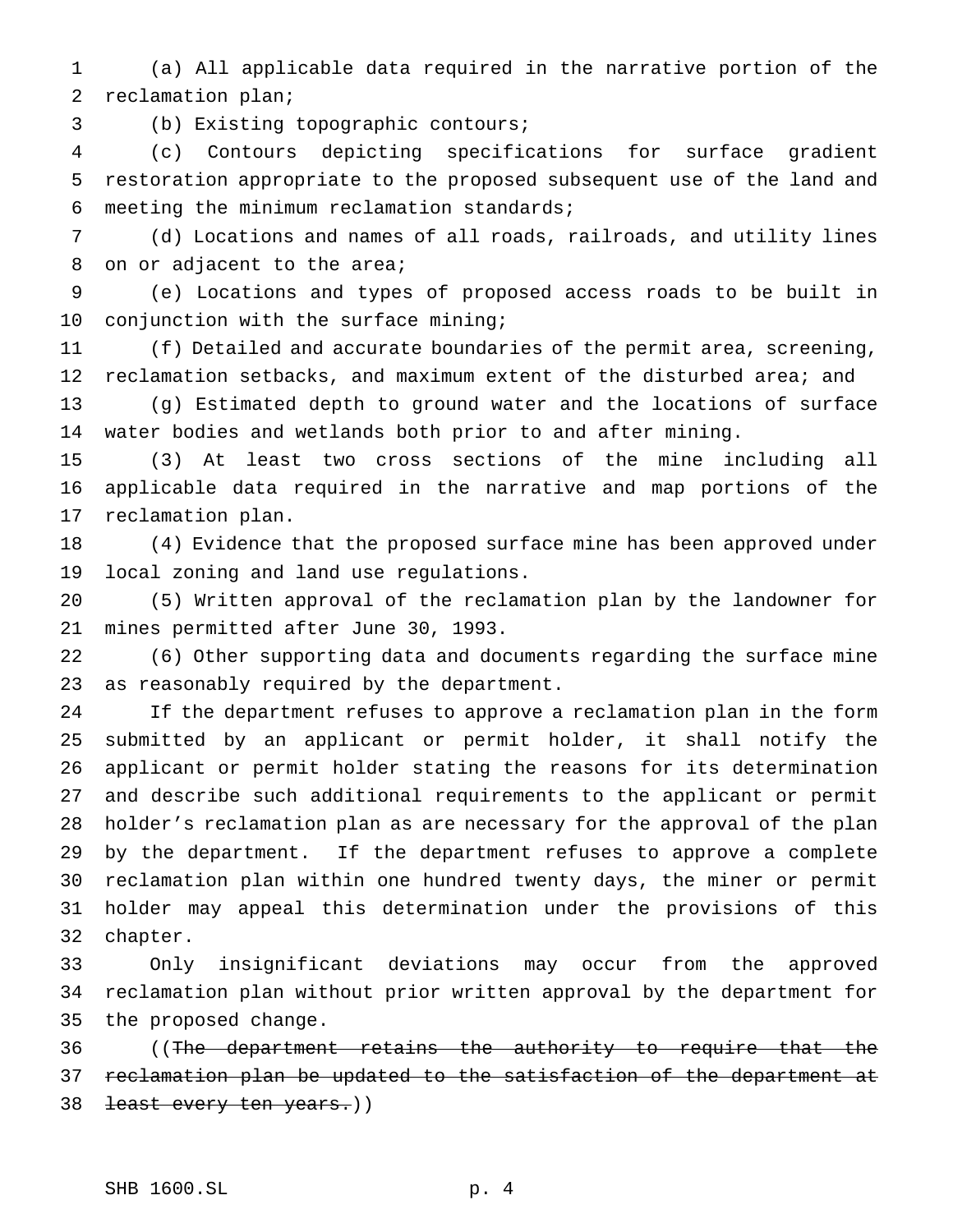(a) All applicable data required in the narrative portion of the reclamation plan;

(b) Existing topographic contours;

(c) Contours depicting specifications for surface gradient restoration appropriate to the proposed subsequent use of the land and meeting the minimum reclamation standards;

(d) Locations and names of all roads, railroads, and utility lines on or adjacent to the area;

(e) Locations and types of proposed access roads to be built in conjunction with the surface mining;

(f) Detailed and accurate boundaries of the permit area, screening, reclamation setbacks, and maximum extent of the disturbed area; and

(g) Estimated depth to ground water and the locations of surface water bodies and wetlands both prior to and after mining.

(3) At least two cross sections of the mine including all applicable data required in the narrative and map portions of the reclamation plan.

(4) Evidence that the proposed surface mine has been approved under local zoning and land use regulations.

(5) Written approval of the reclamation plan by the landowner for mines permitted after June 30, 1993.

(6) Other supporting data and documents regarding the surface mine as reasonably required by the department.

If the department refuses to approve a reclamation plan in the form submitted by an applicant or permit holder, it shall notify the applicant or permit holder stating the reasons for its determination and describe such additional requirements to the applicant or permit holder's reclamation plan as are necessary for the approval of the plan by the department. If the department refuses to approve a complete reclamation plan within one hundred twenty days, the miner or permit holder may appeal this determination under the provisions of this chapter.

Only insignificant deviations may occur from the approved reclamation plan without prior written approval by the department for the proposed change.

((~~The department retains the authority to require that the reclamation plan be updated to the satisfaction of the department at least every ten years.~~))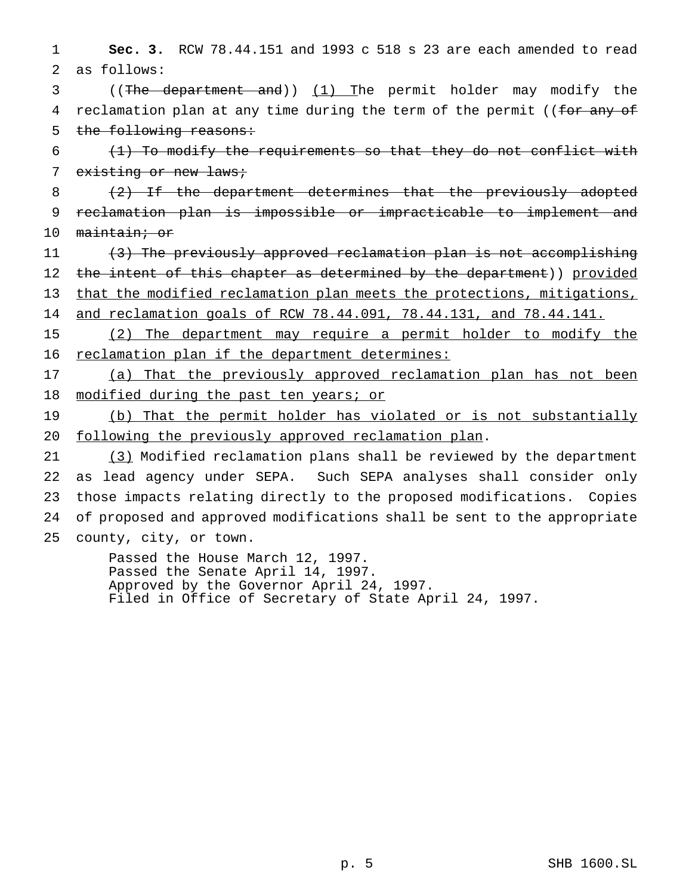**Sec. 3.** RCW 78.44.151 and 1993 c 518 s 23 are each amended to read as follows:

((~~The department and~~)) <u>(1) T</u>he permit holder may modify the reclamation plan at any time during the term of the permit ((~~for any of the following reasons:~~

~~(1) To modify the requirements so that they do not conflict with existing or new laws;~~

~~(2) If the department determines that the previously adopted reclamation plan is impossible or impracticable to implement and maintain; or~~

~~(3) The previously approved reclamation plan is not accomplishing the intent of this chapter as determined by the department~~)) <u>provided that the modified reclamation plan meets the protections, mitigations, and reclamation goals of RCW 78.44.091, 78.44.131, and 78.44.141.</u>

<u>(2) The department may require a permit holder to modify the reclamation plan if the department determines:</u>

<u>(a) That the previously approved reclamation plan has not been modified during the past ten years; or</u>

<u>(b) That the permit holder has violated or is not substantially following the previously approved reclamation plan</u>.

<u>(3)</u> Modified reclamation plans shall be reviewed by the department as lead agency under SEPA. Such SEPA analyses shall consider only those impacts relating directly to the proposed modifications. Copies of proposed and approved modifications shall be sent to the appropriate county, city, or town.

Passed the House March 12, 1997.
Passed the Senate April 14, 1997.
Approved by the Governor April 24, 1997.
Filed in Office of Secretary of State April 24, 1997.